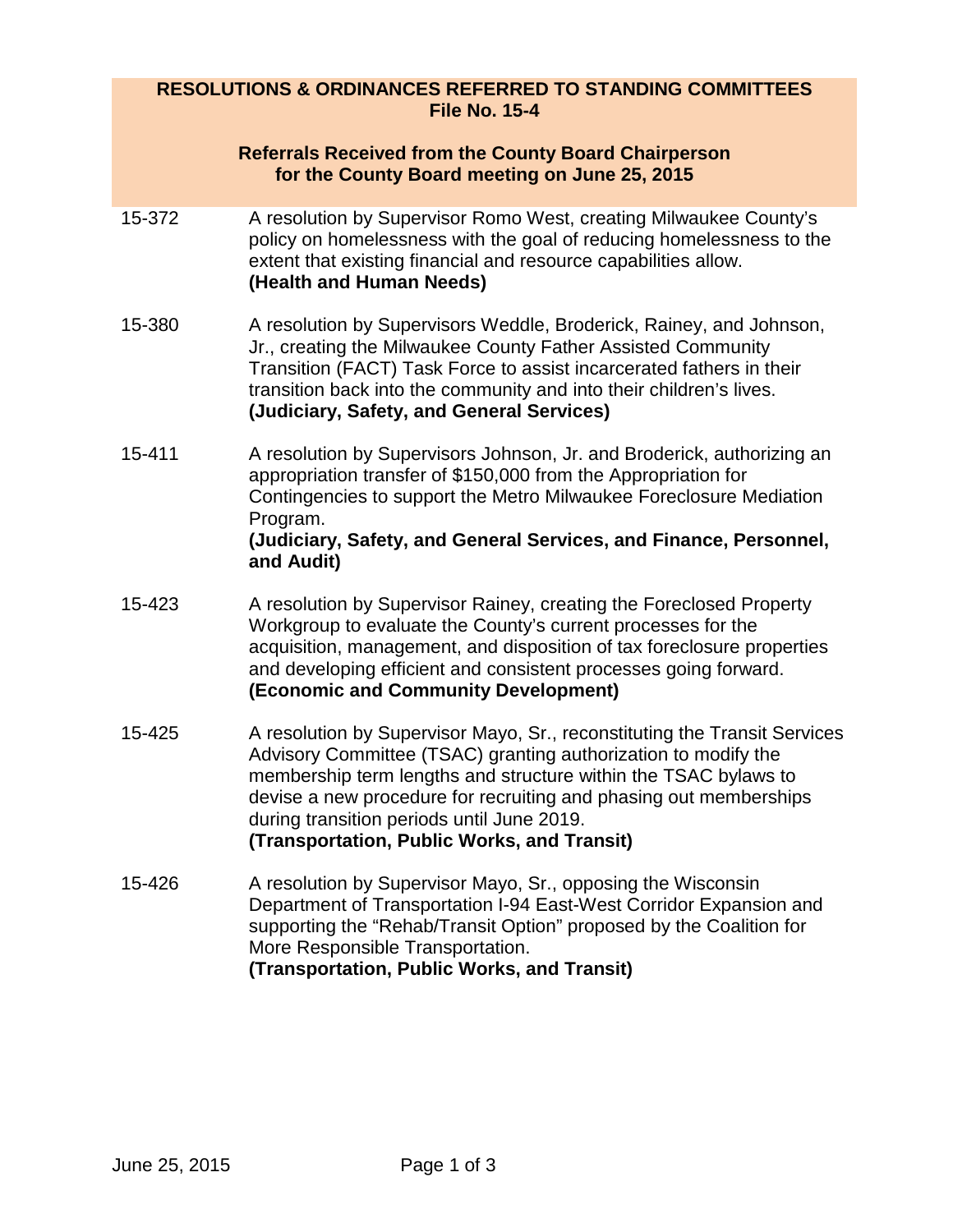# RESOLUTIONS & ORDINANCES REFERRED TO STANDING COMMITTEES
## File No. 15-4

### Referrals Received from the County Board Chairperson for the County Board meeting on June 25, 2015

| | |
|---|---|
| 15-372 | A resolution by Supervisor Romo West, creating Milwaukee County's policy on homelessness with the goal of reducing homelessness to the extent that existing financial and resource capabilities allow. **(Health and Human Needs)** |
| 15-380 | A resolution by Supervisors Weddle, Broderick, Rainey, and Johnson, Jr., creating the Milwaukee County Father Assisted Community Transition (FACT) Task Force to assist incarcerated fathers in their transition back into the community and into their children's lives. **(Judiciary, Safety, and General Services)** |
| 15-411 | A resolution by Supervisors Johnson, Jr. and Broderick, authorizing an appropriation transfer of $150,000 from the Appropriation for Contingencies to support the Metro Milwaukee Foreclosure Mediation Program. **(Judiciary, Safety, and General Services, and Finance, Personnel, and Audit)** |
| 15-423 | A resolution by Supervisor Rainey, creating the Foreclosed Property Workgroup to evaluate the County's current processes for the acquisition, management, and disposition of tax foreclosure properties and developing efficient and consistent processes going forward. **(Economic and Community Development)** |
| 15-425 | A resolution by Supervisor Mayo, Sr., reconstituting the Transit Services Advisory Committee (TSAC) granting authorization to modify the membership term lengths and structure within the TSAC bylaws to devise a new procedure for recruiting and phasing out memberships during transition periods until June 2019. **(Transportation, Public Works, and Transit)** |
| 15-426 | A resolution by Supervisor Mayo, Sr., opposing the Wisconsin Department of Transportation I-94 East-West Corridor Expansion and supporting the "Rehab/Transit Option" proposed by the Coalition for More Responsible Transportation. **(Transportation, Public Works, and Transit)** |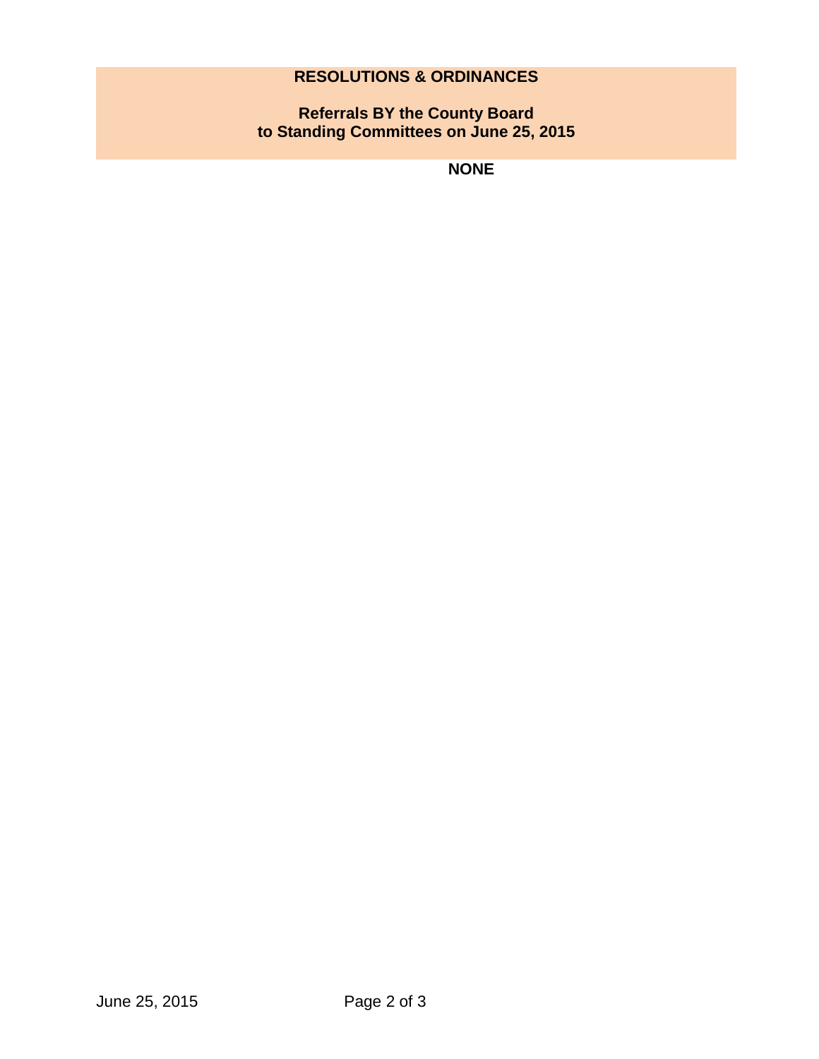## RESOLUTIONS & ORDINANCES

**Referrals BY the County Board to Standing Committees on June 25, 2015**

**NONE**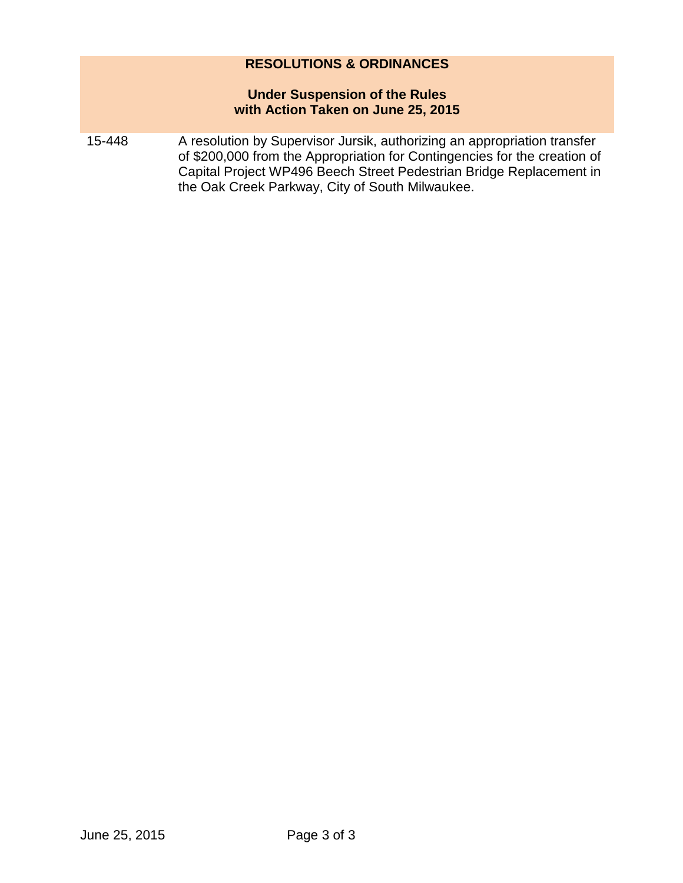## RESOLUTIONS & ORDINANCES

### Under Suspension of the Rules with Action Taken on June 25, 2015

| | |
|---|---|
| 15-448 | A resolution by Supervisor Jursik, authorizing an appropriation transfer of $200,000 from the Appropriation for Contingencies for the creation of Capital Project WP496 Beech Street Pedestrian Bridge Replacement in the Oak Creek Parkway, City of South Milwaukee. |